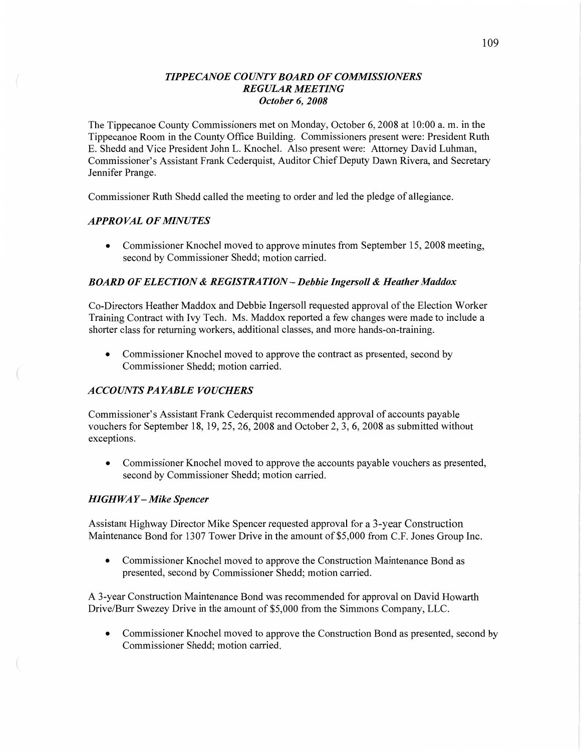# *TIPPECANOE COUNTY BOARD OF COMMISSIONERS*
## *REGULAR MEETING*
### *October 6, 2008*

The Tippecanoe County Commissioners met on Monday, October 6, 2008 at 10:00 a. m. in the Tippecanoe Room in the County Office Building. Commissioners present were: President Ruth E. Shedd and Vice President John L. Knochel. Also present were: Attorney David Luhman, Commissioner's Assistant Frank Cederquist, Auditor Chief Deputy Dawn Rivera, and Secretary Jennifer Prange.

Commissioner Ruth Shedd called the meeting to order and led the pledge of allegiance.

### *APPROVAL OF MINUTES*

- Commissioner Knochel moved to approve minutes from September 15, 2008 meeting, second by Commissioner Shedd; motion carried.

### *BOARD OF ELECTION & REGISTRATION – Debbie Ingersoll & Heather Maddox*

Co-Directors Heather Maddox and Debbie Ingersoll requested approval of the Election Worker Training Contract with Ivy Tech. Ms. Maddox reported a few changes were made to include a shorter class for returning workers, additional classes, and more hands-on-training.

- Commissioner Knochel moved to approve the contract as presented, second by Commissioner Shedd; motion carried.

### *ACCOUNTS PAYABLE VOUCHERS*

Commissioner's Assistant Frank Cederquist recommended approval of accounts payable vouchers for September 18, 19, 25, 26, 2008 and October 2, 3, 6, 2008 as submitted without exceptions.

- Commissioner Knochel moved to approve the accounts payable vouchers as presented, second by Commissioner Shedd; motion carried.

### *HIGHWAY – Mike Spencer*

Assistant Highway Director Mike Spencer requested approval for a 3-year Construction Maintenance Bond for 1307 Tower Drive in the amount of $5,000 from C.F. Jones Group Inc.

- Commissioner Knochel moved to approve the Construction Maintenance Bond as presented, second by Commissioner Shedd; motion carried.

A 3-year Construction Maintenance Bond was recommended for approval on David Howarth Drive/Burr Swezey Drive in the amount of $5,000 from the Simmons Company, LLC.

- Commissioner Knochel moved to approve the Construction Bond as presented, second by Commissioner Shedd; motion carried.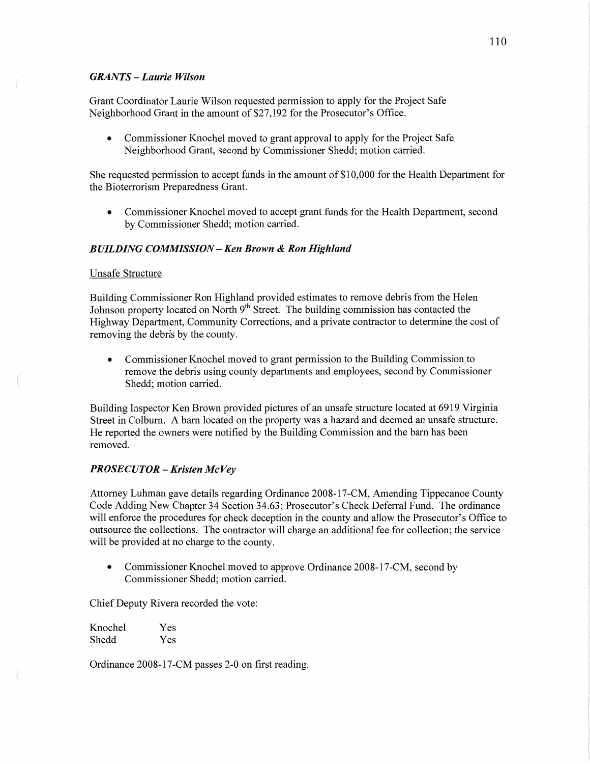### *GRANTS – Laurie Wilson*

Grant Coordinator Laurie Wilson requested permission to apply for the Project Safe Neighborhood Grant in the amount of $27,192 for the Prosecutor's Office.

- Commissioner Knochel moved to grant approval to apply for the Project Safe Neighborhood Grant, second by Commissioner Shedd; motion carried.

She requested permission to accept funds in the amount of $10,000 for the Health Department for the Bioterrorism Preparedness Grant.

- Commissioner Knochel moved to accept grant funds for the Health Department, second by Commissioner Shedd; motion carried.

### *BUILDING COMMISSION – Ken Brown & Ron Highland*

Unsafe Structure

Building Commissioner Ron Highland provided estimates to remove debris from the Helen Johnson property located on North 9th Street. The building commission has contacted the Highway Department, Community Corrections, and a private contractor to determine the cost of removing the debris by the county.

- Commissioner Knochel moved to grant permission to the Building Commission to remove the debris using county departments and employees, second by Commissioner Shedd; motion carried.

Building Inspector Ken Brown provided pictures of an unsafe structure located at 6919 Virginia Street in Colburn. A barn located on the property was a hazard and deemed an unsafe structure. He reported the owners were notified by the Building Commission and the barn has been removed.

### *PROSECUTOR – Kristen McVey*

Attorney Luhman gave details regarding Ordinance 2008-17-CM, Amending Tippecanoe County Code Adding New Chapter 34 Section 34.63; Prosecutor's Check Deferral Fund. The ordinance will enforce the procedures for check deception in the county and allow the Prosecutor's Office to outsource the collections. The contractor will charge an additional fee for collection; the service will be provided at no charge to the county.

- Commissioner Knochel moved to approve Ordinance 2008-17-CM, second by Commissioner Shedd; motion carried.

Chief Deputy Rivera recorded the vote:

| | |
|---|---|
| Knochel | Yes |
| Shedd | Yes |

Ordinance 2008-17-CM passes 2-0 on first reading.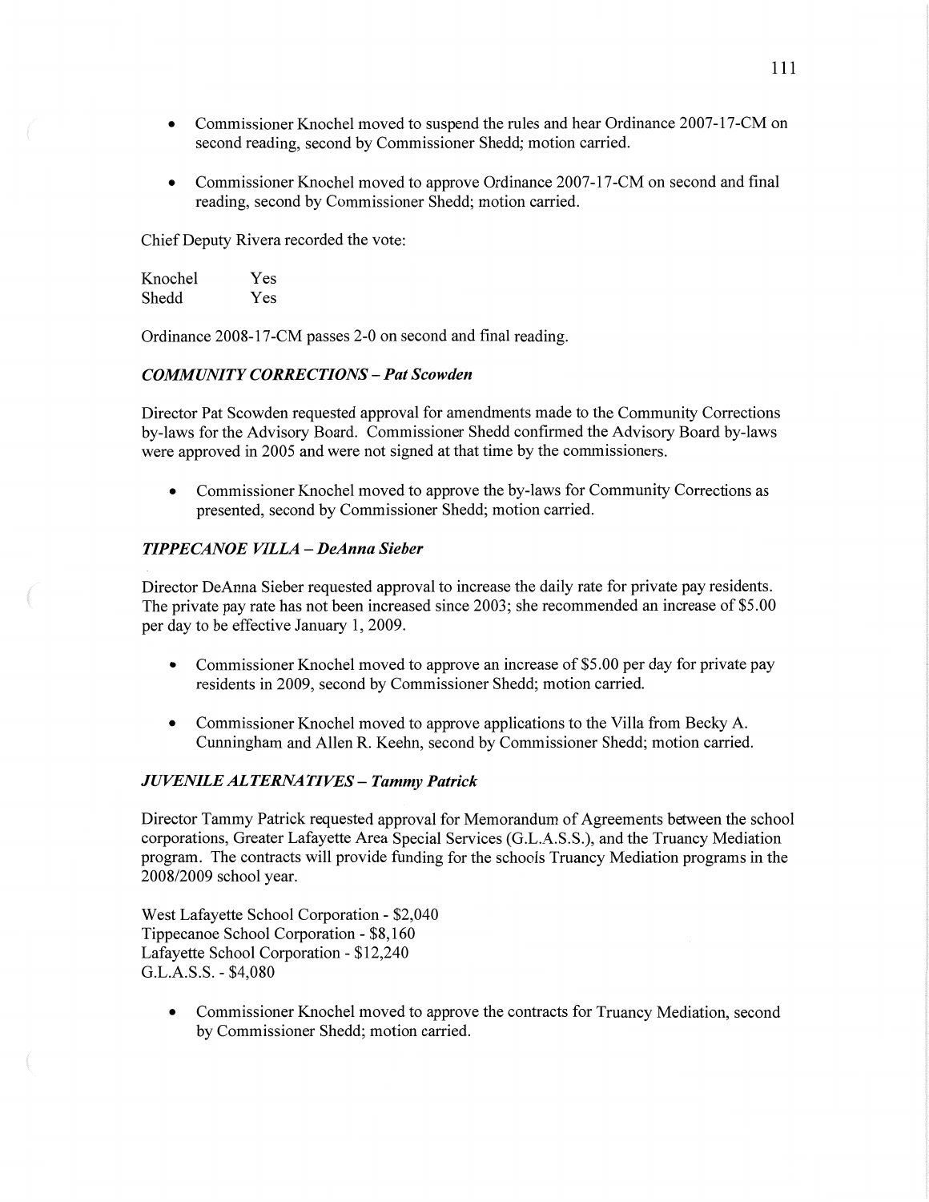- Commissioner Knochel moved to suspend the rules and hear Ordinance 2007-17-CM on second reading, second by Commissioner Shedd; motion carried.

- Commissioner Knochel moved to approve Ordinance 2007-17-CM on second and final reading, second by Commissioner Shedd; motion carried.

Chief Deputy Rivera recorded the vote:

| | |
|---|---|
| Knochel | Yes |
| Shedd | Yes |

Ordinance 2008-17-CM passes 2-0 on second and final reading.

### *COMMUNITY CORRECTIONS – Pat Scowden*

Director Pat Scowden requested approval for amendments made to the Community Corrections by-laws for the Advisory Board. Commissioner Shedd confirmed the Advisory Board by-laws were approved in 2005 and were not signed at that time by the commissioners.

- Commissioner Knochel moved to approve the by-laws for Community Corrections as presented, second by Commissioner Shedd; motion carried.

### *TIPPECANOE VILLA – DeAnna Sieber*

Director DeAnna Sieber requested approval to increase the daily rate for private pay residents. The private pay rate has not been increased since 2003; she recommended an increase of $5.00 per day to be effective January 1, 2009.

- Commissioner Knochel moved to approve an increase of $5.00 per day for private pay residents in 2009, second by Commissioner Shedd; motion carried.

- Commissioner Knochel moved to approve applications to the Villa from Becky A. Cunningham and Allen R. Keehn, second by Commissioner Shedd; motion carried.

### *JUVENILE ALTERNATIVES – Tammy Patrick*

Director Tammy Patrick requested approval for Memorandum of Agreements between the school corporations, Greater Lafayette Area Special Services (G.L.A.S.S.), and the Truancy Mediation program. The contracts will provide funding for the schools Truancy Mediation programs in the 2008/2009 school year.

West Lafayette School Corporation - $2,040
Tippecanoe School Corporation - $8,160
Lafayette School Corporation - $12,240
G.L.A.S.S. - $4,080

- Commissioner Knochel moved to approve the contracts for Truancy Mediation, second by Commissioner Shedd; motion carried.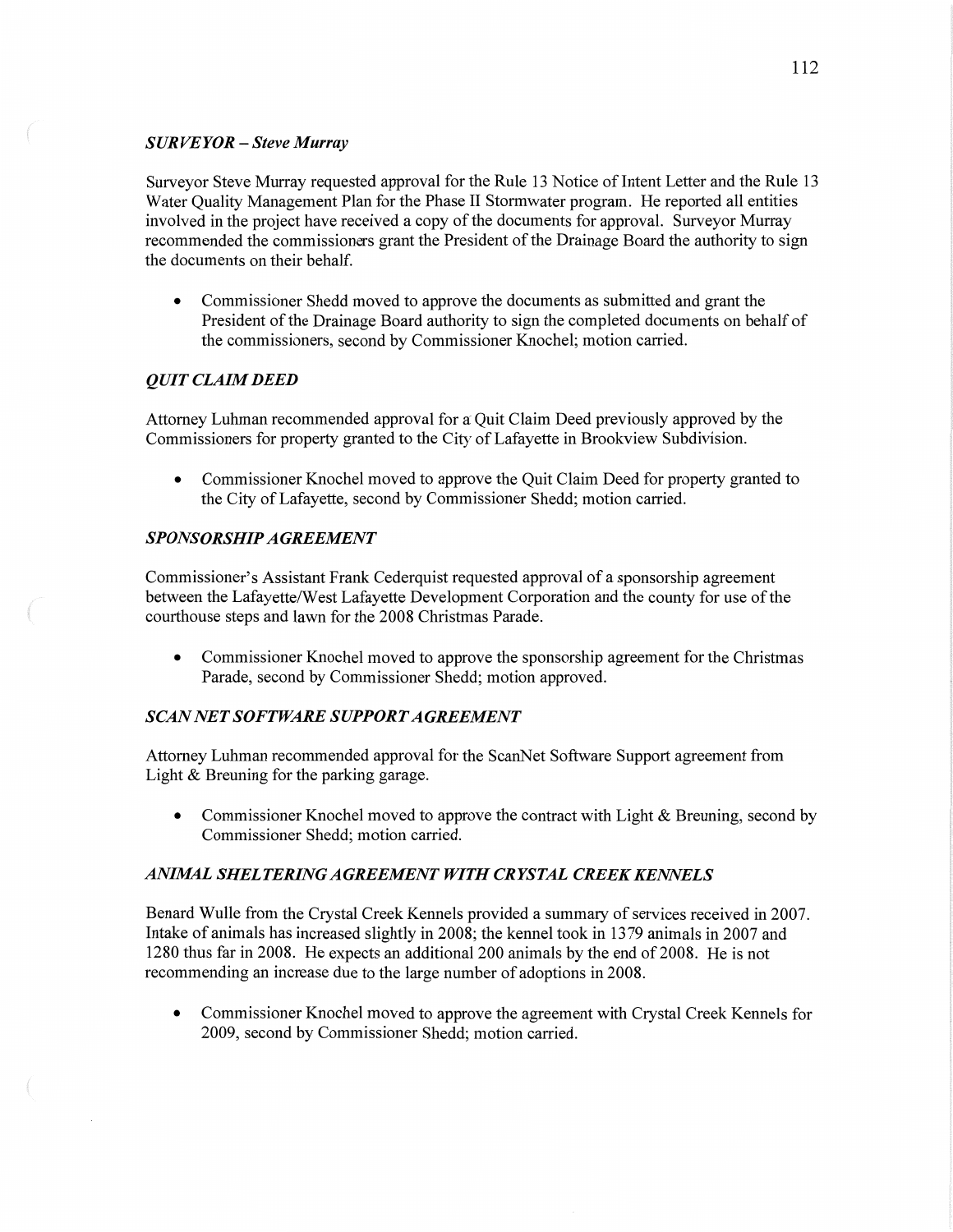### *SURVEYOR – Steve Murray*

Surveyor Steve Murray requested approval for the Rule 13 Notice of Intent Letter and the Rule 13 Water Quality Management Plan for the Phase II Stormwater program. He reported all entities involved in the project have received a copy of the documents for approval. Surveyor Murray recommended the commissioners grant the President of the Drainage Board the authority to sign the documents on their behalf.

- Commissioner Shedd moved to approve the documents as submitted and grant the President of the Drainage Board authority to sign the completed documents on behalf of the commissioners, second by Commissioner Knochel; motion carried.

### *QUIT CLAIM DEED*

Attorney Luhman recommended approval for a Quit Claim Deed previously approved by the Commissioners for property granted to the City of Lafayette in Brookview Subdivision.

- Commissioner Knochel moved to approve the Quit Claim Deed for property granted to the City of Lafayette, second by Commissioner Shedd; motion carried.

### *SPONSORSHIP AGREEMENT*

Commissioner's Assistant Frank Cederquist requested approval of a sponsorship agreement between the Lafayette/West Lafayette Development Corporation and the county for use of the courthouse steps and lawn for the 2008 Christmas Parade.

- Commissioner Knochel moved to approve the sponsorship agreement for the Christmas Parade, second by Commissioner Shedd; motion approved.

### *SCAN NET SOFTWARE SUPPORT AGREEMENT*

Attorney Luhman recommended approval for the ScanNet Software Support agreement from Light & Breuning for the parking garage.

- Commissioner Knochel moved to approve the contract with Light & Breuning, second by Commissioner Shedd; motion carried.

### *ANIMAL SHELTERING AGREEMENT WITH CRYSTAL CREEK KENNELS*

Benard Wulle from the Crystal Creek Kennels provided a summary of services received in 2007. Intake of animals has increased slightly in 2008; the kennel took in 1379 animals in 2007 and 1280 thus far in 2008. He expects an additional 200 animals by the end of 2008. He is not recommending an increase due to the large number of adoptions in 2008.

- Commissioner Knochel moved to approve the agreement with Crystal Creek Kennels for 2009, second by Commissioner Shedd; motion carried.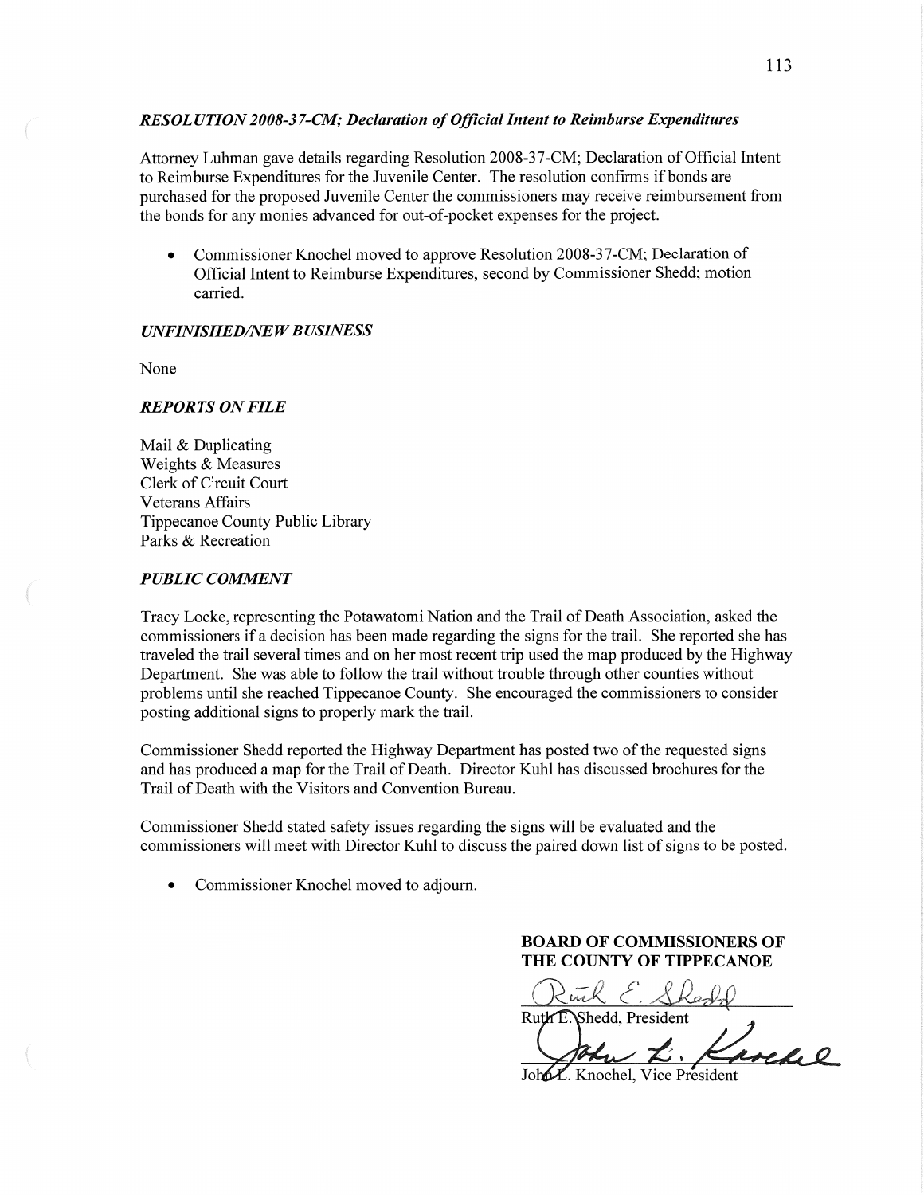### *RESOLUTION 2008-37-CM; Declaration of Official Intent to Reimburse Expenditures*

Attorney Luhman gave details regarding Resolution 2008-37-CM; Declaration of Official Intent to Reimburse Expenditures for the Juvenile Center. The resolution confirms if bonds are purchased for the proposed Juvenile Center the commissioners may receive reimbursement from the bonds for any monies advanced for out-of-pocket expenses for the project.

- Commissioner Knochel moved to approve Resolution 2008-37-CM; Declaration of Official Intent to Reimburse Expenditures, second by Commissioner Shedd; motion carried.

### *UNFINISHED/NEW BUSINESS*

None

### *REPORTS ON FILE*

Mail & Duplicating
Weights & Measures
Clerk of Circuit Court
Veterans Affairs
Tippecanoe County Public Library
Parks & Recreation

### *PUBLIC COMMENT*

Tracy Locke, representing the Potawatomi Nation and the Trail of Death Association, asked the commissioners if a decision has been made regarding the signs for the trail. She reported she has traveled the trail several times and on her most recent trip used the map produced by the Highway Department. She was able to follow the trail without trouble through other counties without problems until she reached Tippecanoe County. She encouraged the commissioners to consider posting additional signs to properly mark the trail.

Commissioner Shedd reported the Highway Department has posted two of the requested signs and has produced a map for the Trail of Death. Director Kuhl has discussed brochures for the Trail of Death with the Visitors and Convention Bureau.

Commissioner Shedd stated safety issues regarding the signs will be evaluated and the commissioners will meet with Director Kuhl to discuss the paired down list of signs to be posted.

- Commissioner Knochel moved to adjourn.

**BOARD OF COMMISSIONERS OF THE COUNTY OF TIPPECANOE**

Ruth E. Shedd, President

John L. Knochel, Vice President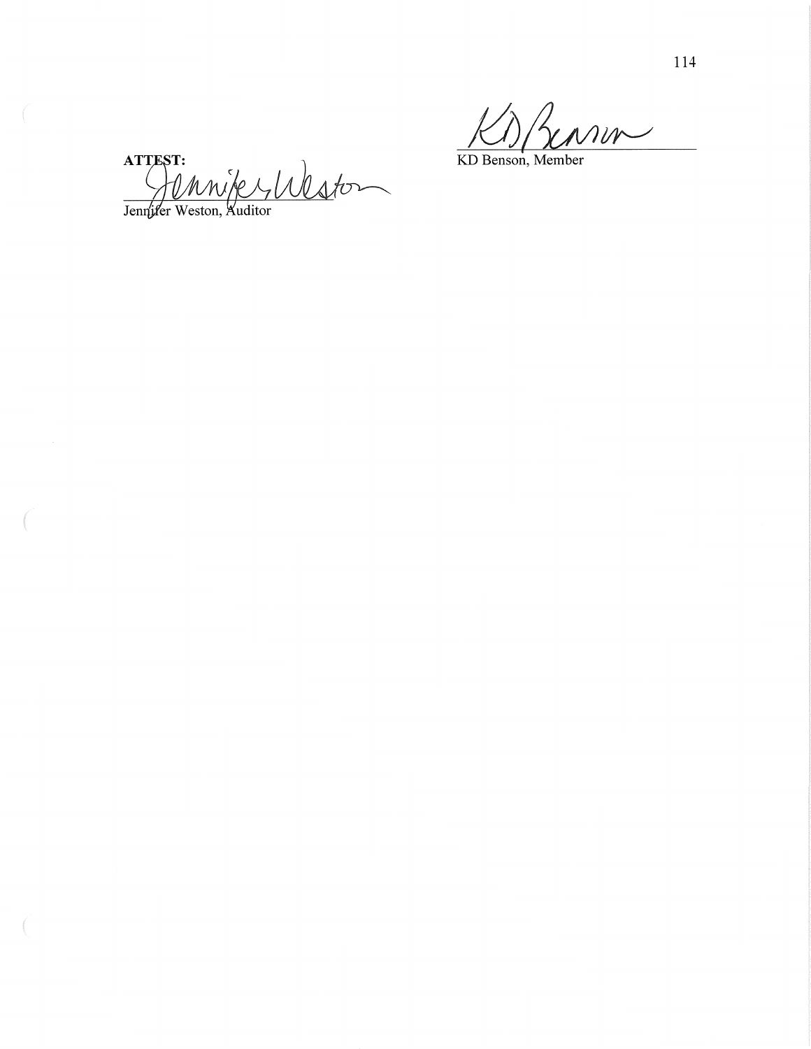KD Benson, Member

**ATTEST:**

Jennifer Weston, Auditor